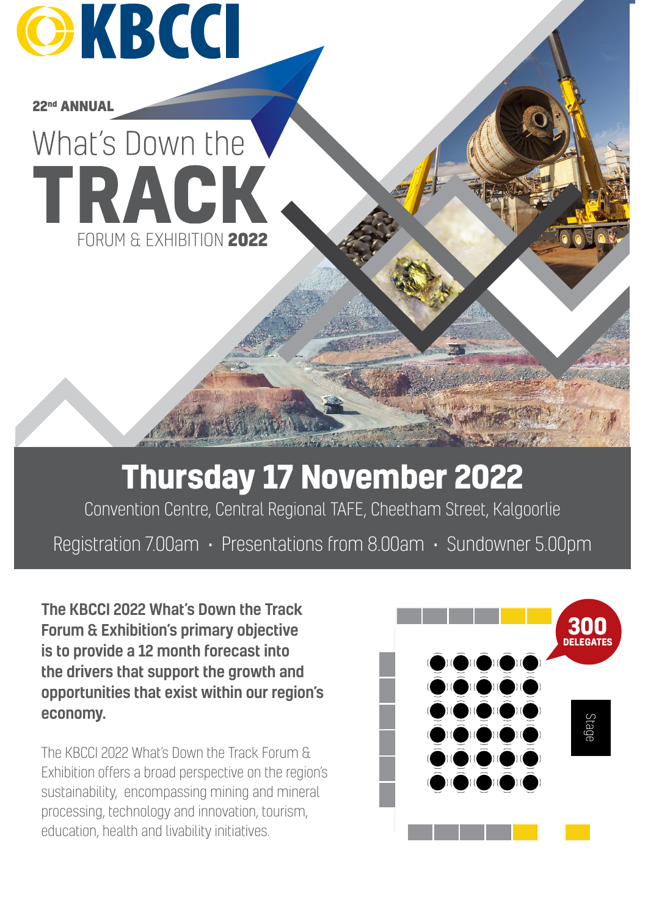KBCCI

22nd ANNUAL

# What's Down the TRACK

FORUM & EXHIBITION **2022**

## Thursday 17 November 2022

Convention Centre, Central Regional TAFE, Cheetham Street, Kalgoorlie

Registration 7.00am · Presentations from 8.00am · Sundowner 5.00pm

**The KBCCI 2022 What's Down the Track Forum & Exhibition's primary objective is to provide a 12 month forecast into the drivers that support the growth and opportunities that exist within our region's economy.**

The KBCCI 2022 What's Down the Track Forum & Exhibition offers a broad perspective on the region's sustainability, encompassing mining and mineral processing, technology and innovation, tourism, education, health and livability initiatives.

**300 DELEGATES**

Stage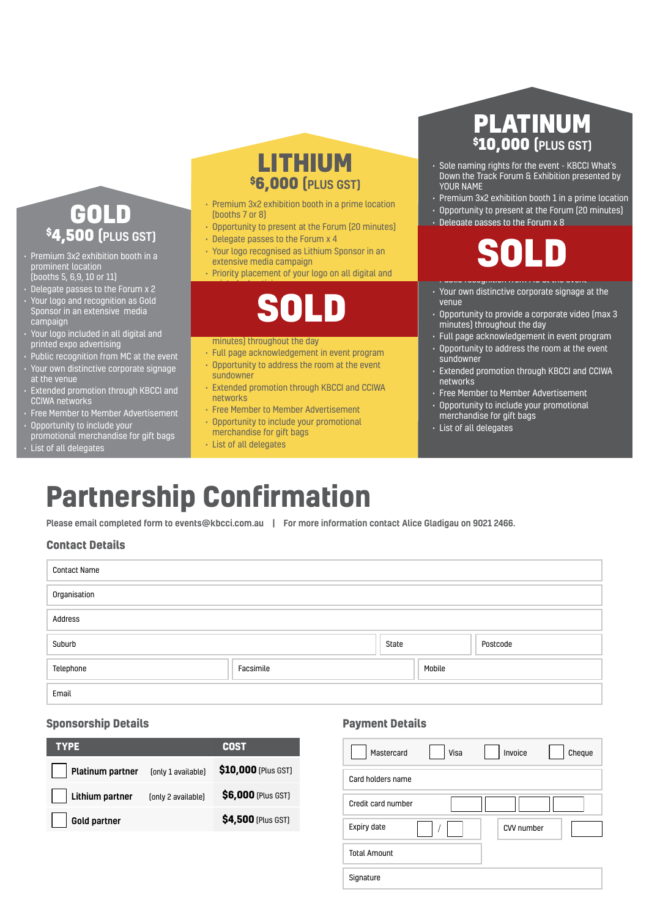## GOLD

**$4,500 (PLUS GST)**

- Premium 3x2 exhibition booth in a prominent location (booths 5, 6,9, 10 or 11)
- Delegate passes to the Forum x 2
- Your logo and recognition as Gold Sponsor in an extensive media campaign
- Your logo included in all digital and printed expo advertising
- Public recognition from MC at the event
- Your own distinctive corporate signage at the venue
- Extended promotion through KBCCI and CCIWA networks
- Free Member to Member Advertisement
- Opportunity to include your promotional merchandise for gift bags
- List of all delegates

## LITHIUM

**$6,000 (PLUS GST)**

- Premium 3x2 exhibition booth in a prime location (booths 7 or 8)
- Opportunity to present at the Forum (20 minutes)
- Delegate passes to the Forum x 4
- Your logo recognised as Lithium Sponsor in an extensive media campaign
- Priority placement of your logo on all digital and

**SOLD**

minutes) throughout the day

- Full page acknowledgement in event program
- Opportunity to address the room at the event sundowner
- Extended promotion through KBCCI and CCIWA networks
- Free Member to Member Advertisement
- Opportunity to include your promotional merchandise for gift bags
- List of all delegates

## PLATINUM

**$10,000 (PLUS GST)**

- Sole naming rights for the event - KBCCI What's Down the Track Forum & Exhibition presented by YOUR NAME
- Premium 3x2 exhibition booth 1 in a prime location
- Opportunity to present at the Forum (20 minutes)
- Delegate passes to the Forum x 8

**SOLD**

- Your own distinctive corporate signage at the venue
- Opportunity to provide a corporate video (max 3 minutes) throughout the day
- Full page acknowledgement in event program
- Opportunity to address the room at the event sundowner
- Extended promotion through KBCCI and CCIWA networks
- Free Member to Member Advertisement
- Opportunity to include your promotional merchandise for gift bags
- List of all delegates

# Partnership Confirmation

**Please email completed form to events@kbcci.com.au | For more information contact Alice Gladigau on 9021 2466.**

### Contact Details

Contact Name

Organisation

Address

Suburb | State | Postcode

Telephone | Facsimile | Mobile

Email

### Sponsorship Details

| TYPE | | COST |
|---|---|---|
| ☐ **Platinum partner** | (only 1 available) | **$10,000** (Plus GST) |
| ☐ **Lithium partner** | (only 2 available) | **$6,000** (Plus GST) |
| ☐ **Gold partner** | | **$4,500** (Plus GST) |

### Payment Details

☐ Mastercard ☐ Visa ☐ Invoice ☐ Cheque

Card holders name

Credit card number

Expiry date /

CVV number

Total Amount

Signature